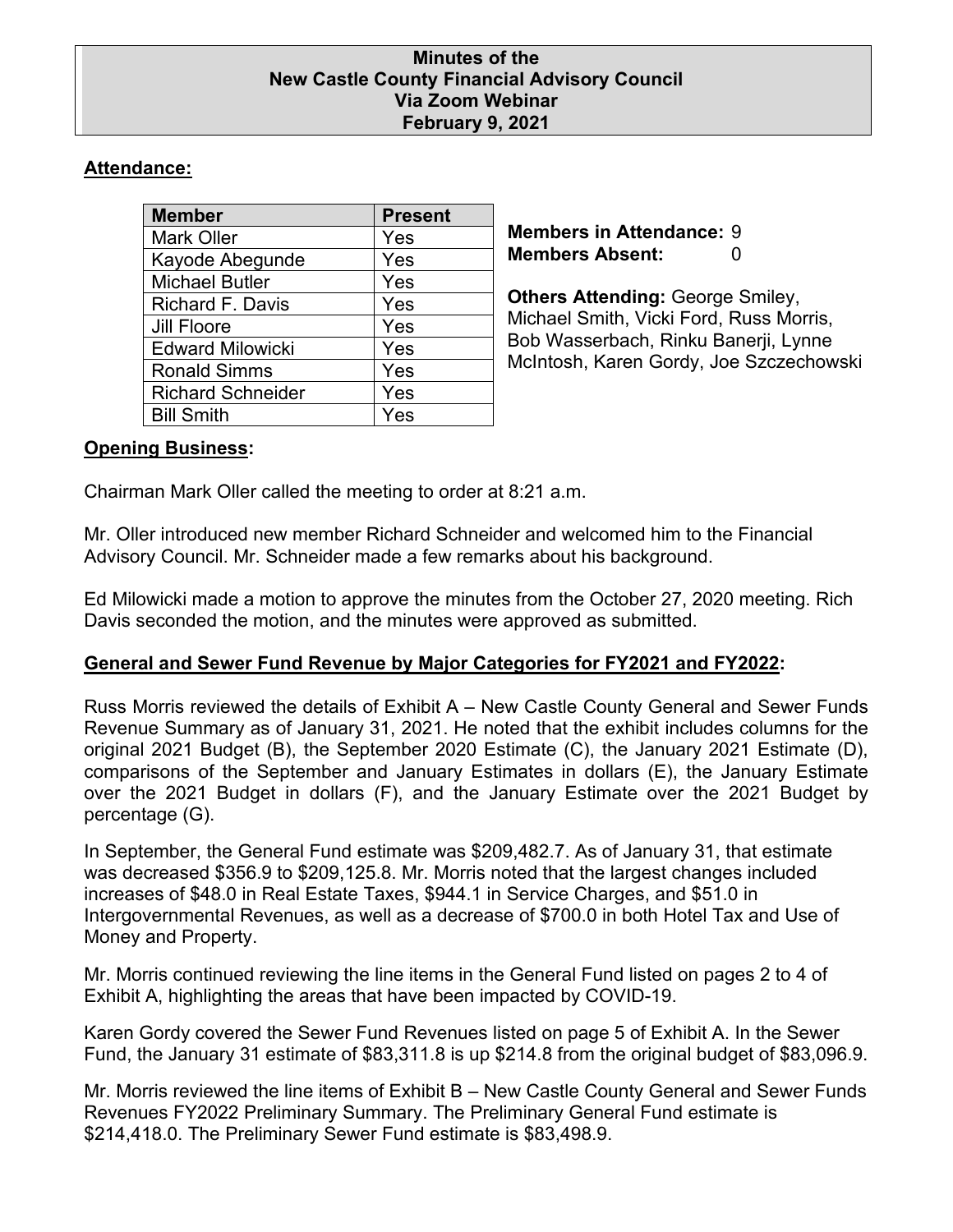# Minutes of the New Castle County Financial Advisory Council Via Zoom Webinar February 9, 2021

## Attendance:

| Member | Present |
| --- | --- |
| Mark Oller | Yes |
| Kayode Abegunde | Yes |
| Michael Butler | Yes |
| Richard F. Davis | Yes |
| Jill Floore | Yes |
| Edward Milowicki | Yes |
| Ronald Simms | Yes |
| Richard Schneider | Yes |
| Bill Smith | Yes |

**Members in Attendance:** 9
**Members Absent:** 0

**Others Attending:** George Smiley, Michael Smith, Vicki Ford, Russ Morris, Bob Wasserbach, Rinku Banerji, Lynne McIntosh, Karen Gordy, Joe Szczechowski

## Opening Business:

Chairman Mark Oller called the meeting to order at 8:21 a.m.

Mr. Oller introduced new member Richard Schneider and welcomed him to the Financial Advisory Council. Mr. Schneider made a few remarks about his background.

Ed Milowicki made a motion to approve the minutes from the October 27, 2020 meeting. Rich Davis seconded the motion, and the minutes were approved as submitted.

## General and Sewer Fund Revenue by Major Categories for FY2021 and FY2022:

Russ Morris reviewed the details of Exhibit A – New Castle County General and Sewer Funds Revenue Summary as of January 31, 2021. He noted that the exhibit includes columns for the original 2021 Budget (B), the September 2020 Estimate (C), the January 2021 Estimate (D), comparisons of the September and January Estimates in dollars (E), the January Estimate over the 2021 Budget in dollars (F), and the January Estimate over the 2021 Budget by percentage (G).

In September, the General Fund estimate was $209,482.7. As of January 31, that estimate was decreased $356.9 to $209,125.8. Mr. Morris noted that the largest changes included increases of $48.0 in Real Estate Taxes, $944.1 in Service Charges, and $51.0 in Intergovernmental Revenues, as well as a decrease of $700.0 in both Hotel Tax and Use of Money and Property.

Mr. Morris continued reviewing the line items in the General Fund listed on pages 2 to 4 of Exhibit A, highlighting the areas that have been impacted by COVID-19.

Karen Gordy covered the Sewer Fund Revenues listed on page 5 of Exhibit A. In the Sewer Fund, the January 31 estimate of $83,311.8 is up $214.8 from the original budget of $83,096.9.

Mr. Morris reviewed the line items of Exhibit B – New Castle County General and Sewer Funds Revenues FY2022 Preliminary Summary. The Preliminary General Fund estimate is $214,418.0. The Preliminary Sewer Fund estimate is $83,498.9.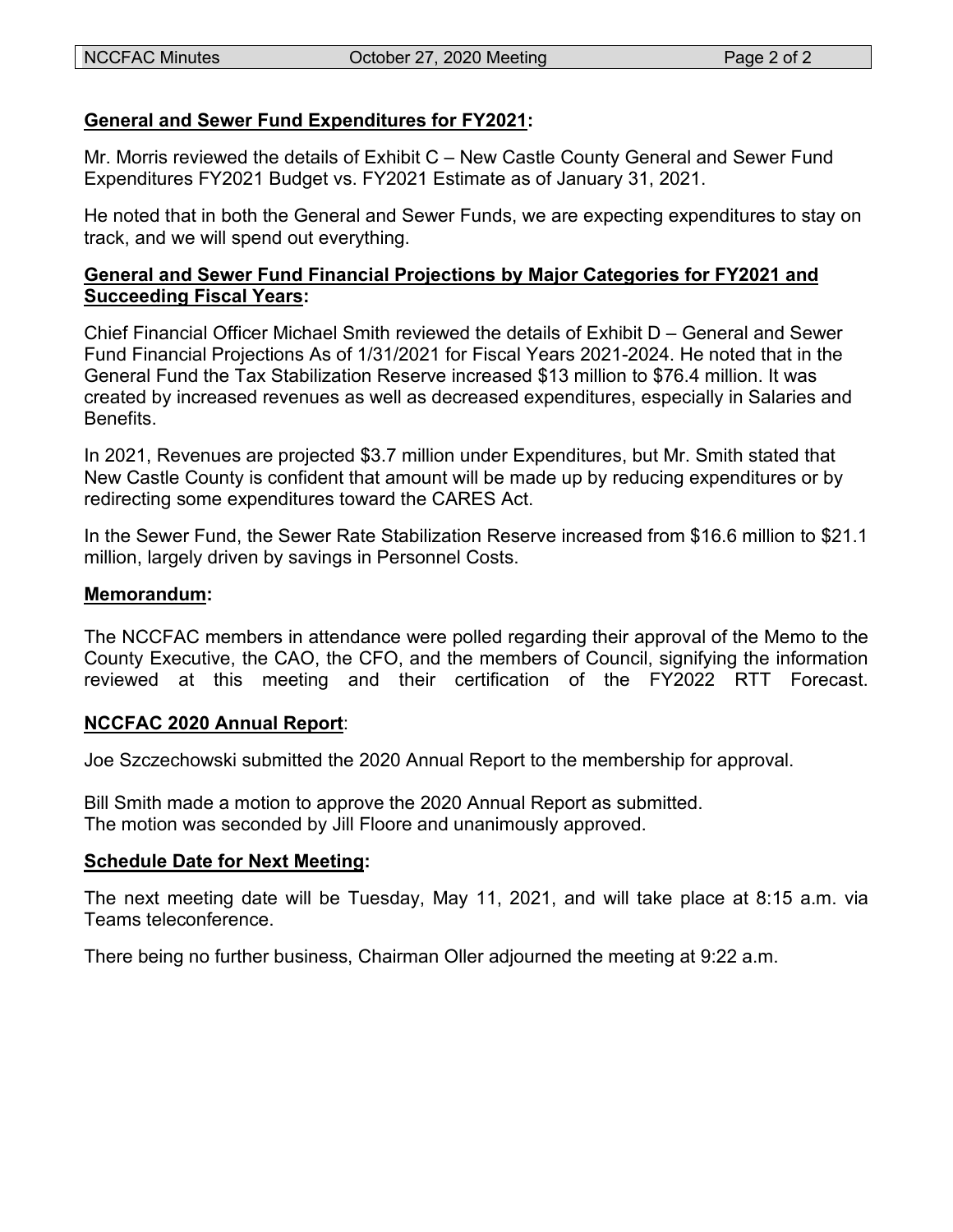**General and Sewer Fund Expenditures for FY2021:**

Mr. Morris reviewed the details of Exhibit C – New Castle County General and Sewer Fund Expenditures FY2021 Budget vs. FY2021 Estimate as of January 31, 2021.

He noted that in both the General and Sewer Funds, we are expecting expenditures to stay on track, and we will spend out everything.

**General and Sewer Fund Financial Projections by Major Categories for FY2021 and Succeeding Fiscal Years:**

Chief Financial Officer Michael Smith reviewed the details of Exhibit D – General and Sewer Fund Financial Projections As of 1/31/2021 for Fiscal Years 2021-2024. He noted that in the General Fund the Tax Stabilization Reserve increased $13 million to $76.4 million. It was created by increased revenues as well as decreased expenditures, especially in Salaries and Benefits.

In 2021, Revenues are projected $3.7 million under Expenditures, but Mr. Smith stated that New Castle County is confident that amount will be made up by reducing expenditures or by redirecting some expenditures toward the CARES Act.

In the Sewer Fund, the Sewer Rate Stabilization Reserve increased from $16.6 million to $21.1 million, largely driven by savings in Personnel Costs.

**Memorandum:**

The NCCFAC members in attendance were polled regarding their approval of the Memo to the County Executive, the CAO, the CFO, and the members of Council, signifying the information reviewed at this meeting and their certification of the FY2022 RTT Forecast.

**NCCFAC 2020 Annual Report**:

Joe Szczechowski submitted the 2020 Annual Report to the membership for approval.

Bill Smith made a motion to approve the 2020 Annual Report as submitted.
The motion was seconded by Jill Floore and unanimously approved.

**Schedule Date for Next Meeting:**

The next meeting date will be Tuesday, May 11, 2021, and will take place at 8:15 a.m. via Teams teleconference.

There being no further business, Chairman Oller adjourned the meeting at 9:22 a.m.